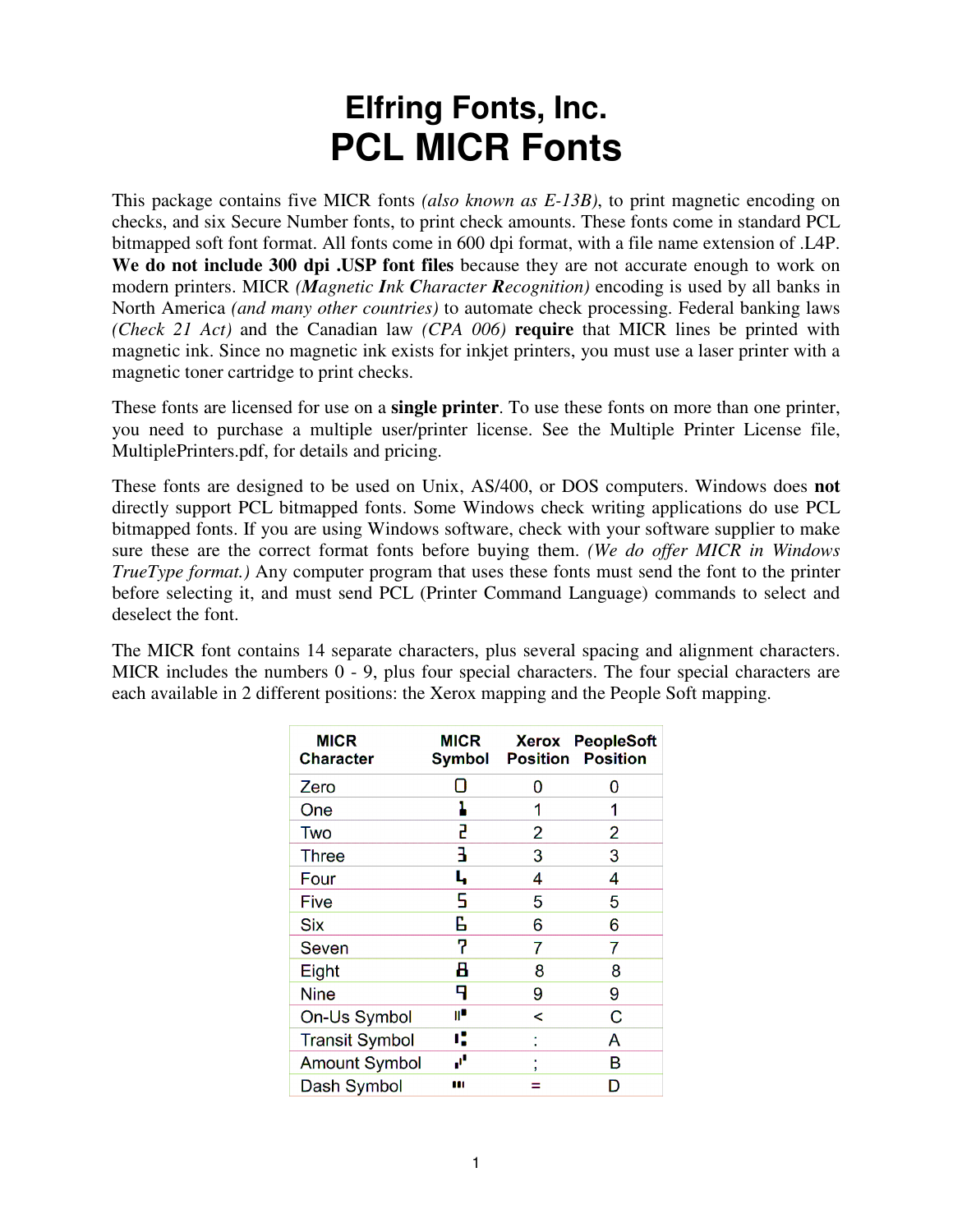# Elfring Fonts, Inc.

# PCL MICR Fonts

This package contains five MICR fonts *(also known as E-13B)*, to print magnetic encoding on checks, and six Secure Number fonts, to print check amounts. These fonts come in standard PCL bitmapped soft font format. All fonts come in 600 dpi format, with a file name extension of .L4P. **We do not include 300 dpi .USP font files** because they are not accurate enough to work on modern printers. MICR *(**M**agnetic **I**nk **C**haracter **R**ecognition)* encoding is used by all banks in North America *(and many other countries)* to automate check processing. Federal banking laws *(Check 21 Act)* and the Canadian law *(CPA 006)* **require** that MICR lines be printed with magnetic ink. Since no magnetic ink exists for inkjet printers, you must use a laser printer with a magnetic toner cartridge to print checks.

These fonts are licensed for use on a **single printer**. To use these fonts on more than one printer, you need to purchase a multiple user/printer license. See the Multiple Printer License file, MultiplePrinters.pdf, for details and pricing.

These fonts are designed to be used on Unix, AS/400, or DOS computers. Windows does **not** directly support PCL bitmapped fonts. Some Windows check writing applications do use PCL bitmapped fonts. If you are using Windows software, check with your software supplier to make sure these are the correct format fonts before buying them. *(We do offer MICR in Windows TrueType format.)* Any computer program that uses these fonts must send the font to the printer before selecting it, and must send PCL (Printer Command Language) commands to select and deselect the font.

The MICR font contains 14 separate characters, plus several spacing and alignment characters. MICR includes the numbers 0 - 9, plus four special characters. The four special characters are each available in 2 different positions: the Xerox mapping and the People Soft mapping.

| MICR Character | MICR Symbol | Xerox Position | PeopleSoft Position |
|---|---|---|---|
| Zero | 0 | 0 | 0 |
| One | 1 | 1 | 1 |
| Two | 2 | 2 | 2 |
| Three | 3 | 3 | 3 |
| Four | 4 | 4 | 4 |
| Five | 5 | 5 | 5 |
| Six | 6 | 6 | 6 |
| Seven | 7 | 7 | 7 |
| Eight | 8 | 8 | 8 |
| Nine | 9 | 9 | 9 |
| On-Us Symbol | ⑈ | < | C |
| Transit Symbol | ⑆ | : | A |
| Amount Symbol | ⑇ | ; | B |
| Dash Symbol | ⑉ | = | D |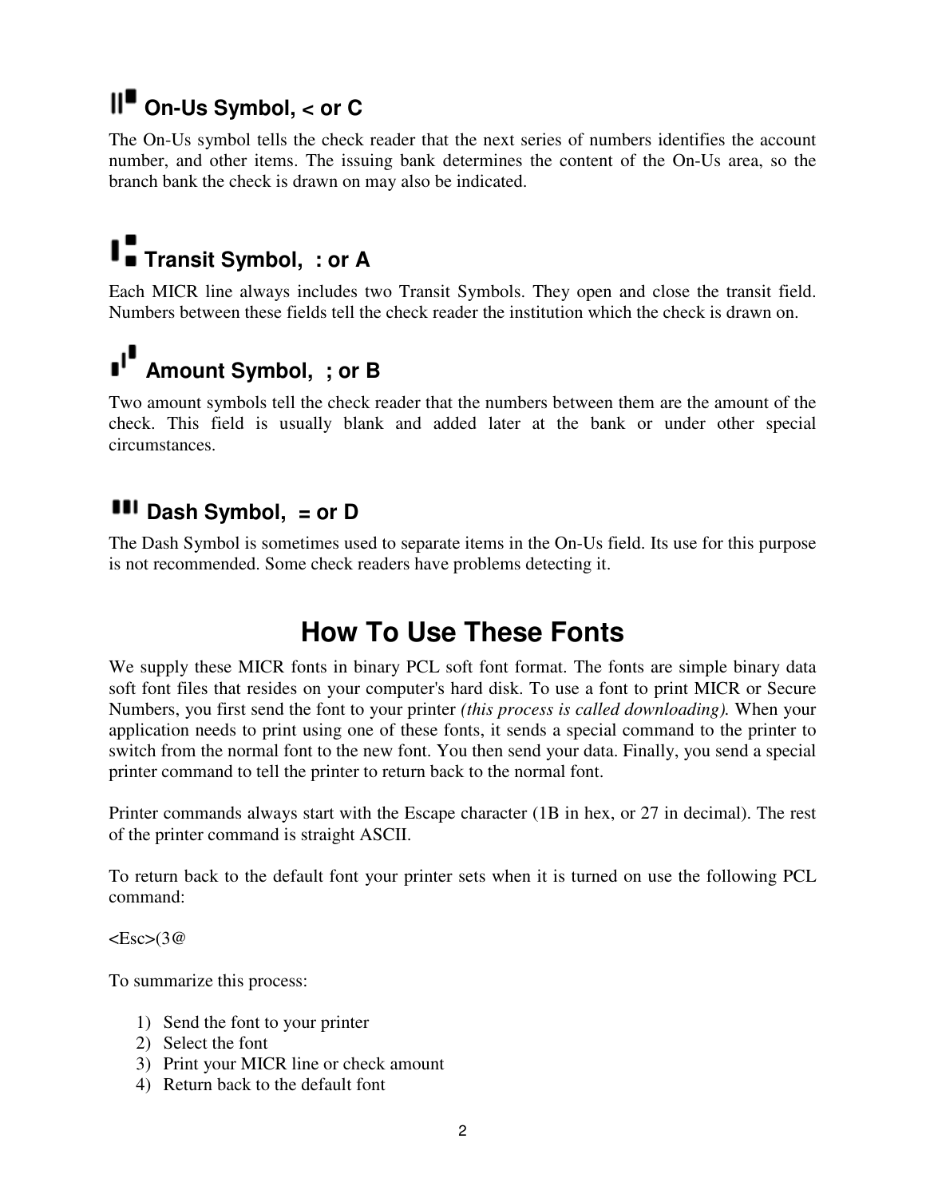### On-Us Symbol, < or C

The On-Us symbol tells the check reader that the next series of numbers identifies the account number, and other items. The issuing bank determines the content of the On-Us area, so the branch bank the check is drawn on may also be indicated.

### Transit Symbol, : or A

Each MICR line always includes two Transit Symbols. They open and close the transit field. Numbers between these fields tell the check reader the institution which the check is drawn on.

### Amount Symbol, ; or B

Two amount symbols tell the check reader that the numbers between them are the amount of the check. This field is usually blank and added later at the bank or under other special circumstances.

### Dash Symbol, = or D

The Dash Symbol is sometimes used to separate items in the On-Us field. Its use for this purpose is not recommended. Some check readers have problems detecting it.

## How To Use These Fonts

We supply these MICR fonts in binary PCL soft font format. The fonts are simple binary data soft font files that resides on your computer's hard disk. To use a font to print MICR or Secure Numbers, you first send the font to your printer *(this process is called downloading).* When your application needs to print using one of these fonts, it sends a special command to the printer to switch from the normal font to the new font. You then send your data. Finally, you send a special printer command to tell the printer to return back to the normal font.

Printer commands always start with the Escape character (1B in hex, or 27 in decimal). The rest of the printer command is straight ASCII.

To return back to the default font your printer sets when it is turned on use the following PCL command:

<Esc>(3@

To summarize this process:

1) Send the font to your printer
2) Select the font
3) Print your MICR line or check amount
4) Return back to the default font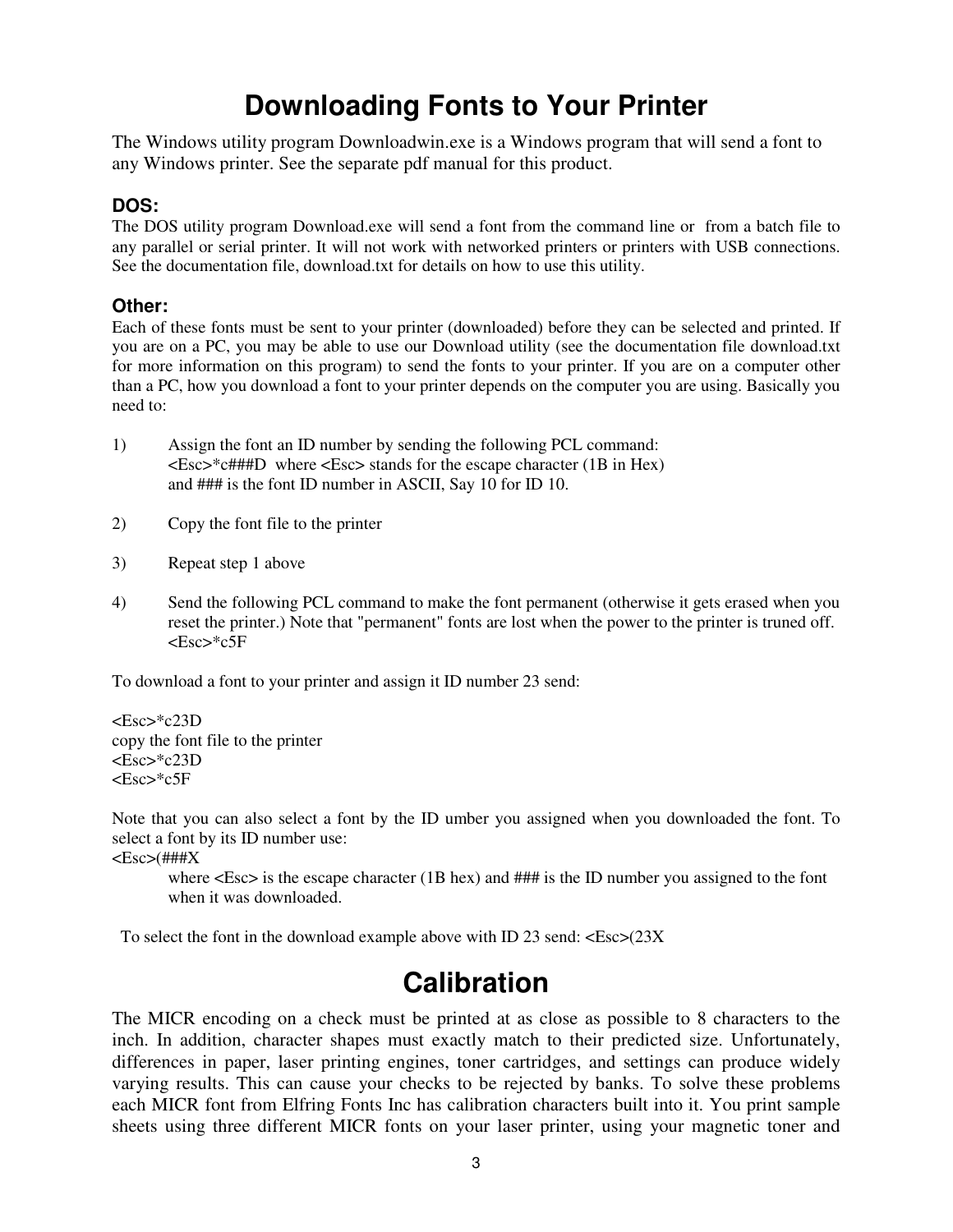# Downloading Fonts to Your Printer

The Windows utility program Downloadwin.exe is a Windows program that will send a font to any Windows printer. See the separate pdf manual for this product.

### DOS:

The DOS utility program Download.exe will send a font from the command line or from a batch file to any parallel or serial printer. It will not work with networked printers or printers with USB connections. See the documentation file, download.txt for details on how to use this utility.

### Other:

Each of these fonts must be sent to your printer (downloaded) before they can be selected and printed. If you are on a PC, you may be able to use our Download utility (see the documentation file download.txt for more information on this program) to send the fonts to your printer. If you are on a computer other than a PC, how you download a font to your printer depends on the computer you are using. Basically you need to:

1) Assign the font an ID number by sending the following PCL command:
   <Esc>*c###D where <Esc> stands for the escape character (1B in Hex)
   and ### is the font ID number in ASCII, Say 10 for ID 10.

2) Copy the font file to the printer

3) Repeat step 1 above

4) Send the following PCL command to make the font permanent (otherwise it gets erased when you reset the printer.) Note that "permanent" fonts are lost when the power to the printer is truned off.
   <Esc>*c5F

To download a font to your printer and assign it ID number 23 send:

<Esc>*c23D
copy the font file to the printer
<Esc>*c23D
<Esc>*c5F

Note that you can also select a font by the ID umber you assigned when you downloaded the font. To select a font by its ID number use:
<Esc>(###X
   where <Esc> is the escape character (1B hex) and ### is the ID number you assigned to the font when it was downloaded.

To select the font in the download example above with ID 23 send: <Esc>(23X

# Calibration

The MICR encoding on a check must be printed at as close as possible to 8 characters to the inch. In addition, character shapes must exactly match to their predicted size. Unfortunately, differences in paper, laser printing engines, toner cartridges, and settings can produce widely varying results. This can cause your checks to be rejected by banks. To solve these problems each MICR font from Elfring Fonts Inc has calibration characters built into it. You print sample sheets using three different MICR fonts on your laser printer, using your magnetic toner and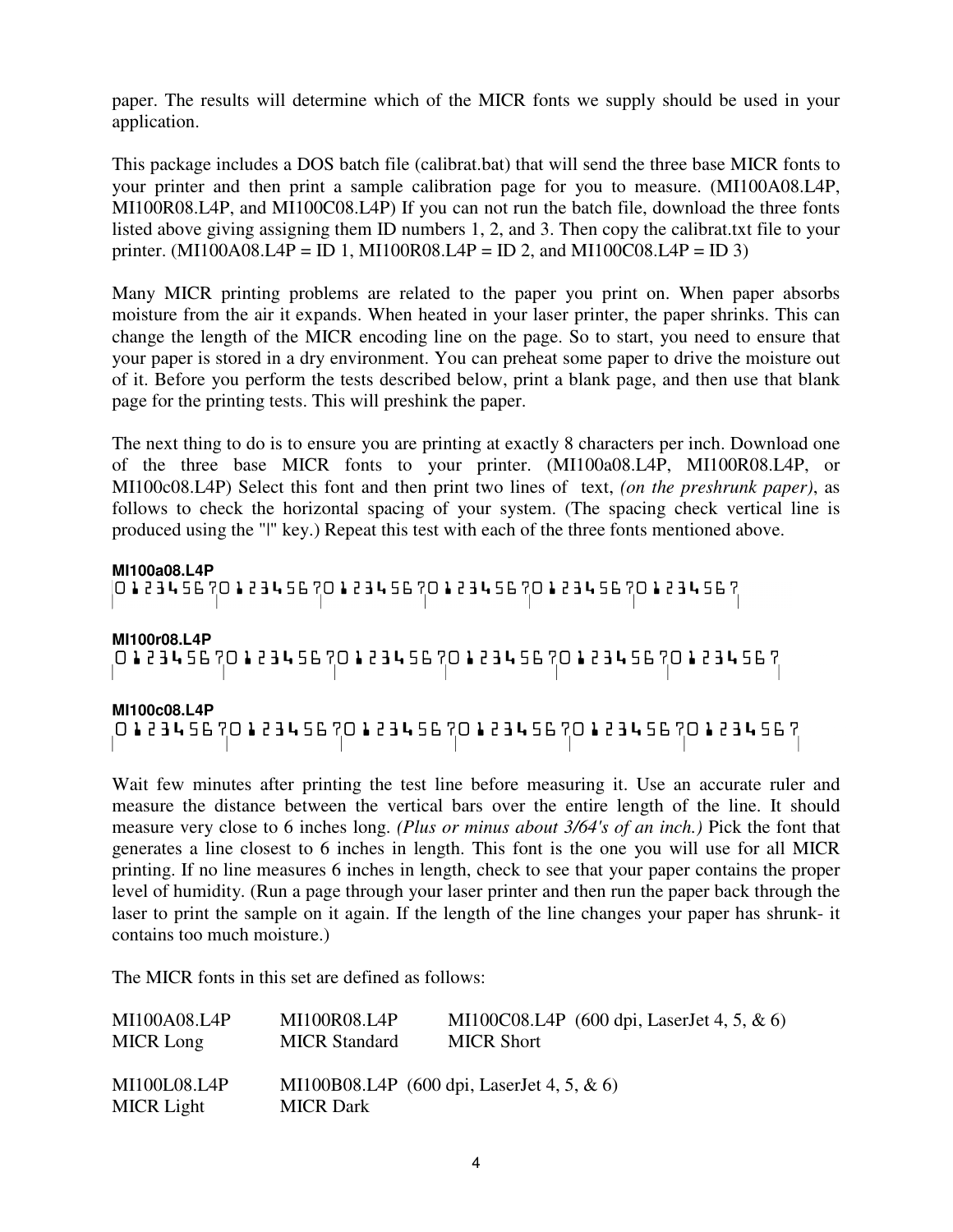paper. The results will determine which of the MICR fonts we supply should be used in your application.

This package includes a DOS batch file (calibrat.bat) that will send the three base MICR fonts to your printer and then print a sample calibration page for you to measure. (MI100A08.L4P, MI100R08.L4P, and MI100C08.L4P) If you can not run the batch file, download the three fonts listed above giving assigning them ID numbers 1, 2, and 3. Then copy the calibrat.txt file to your printer. (MI100A08.L4P = ID 1, MI100R08.L4P = ID 2, and MI100C08.L4P = ID 3)

Many MICR printing problems are related to the paper you print on. When paper absorbs moisture from the air it expands. When heated in your laser printer, the paper shrinks. This can change the length of the MICR encoding line on the page. So to start, you need to ensure that your paper is stored in a dry environment. You can preheat some paper to drive the moisture out of it. Before you perform the tests described below, print a blank page, and then use that blank page for the printing tests. This will preshink the paper.

The next thing to do is to ensure you are printing at exactly 8 characters per inch. Download one of the three base MICR fonts to your printer. (MI100a08.L4P, MI100R08.L4P, or MI100c08.L4P) Select this font and then print two lines of text, *(on the preshrunk paper)*, as follows to check the horizontal spacing of your system. (The spacing check vertical line is produced using the "|" key.) Repeat this test with each of the three fonts mentioned above.

**MI100a08.L4P**

|01234567012345670123456701234567012345670123456701234567
|       |       |       |       |       |       |       |

**MI100r08.L4P**

|01234567012345670123456701234567012345670123456701234567
|       |       |       |       |       |       |       |

**MI100c08.L4P**

|01234567012345670123456701234567012345670123456701234567
|       |       |       |       |       |       |       |

Wait few minutes after printing the test line before measuring it. Use an accurate ruler and measure the distance between the vertical bars over the entire length of the line. It should measure very close to 6 inches long. *(Plus or minus about 3/64's of an inch.)* Pick the font that generates a line closest to 6 inches in length. This font is the one you will use for all MICR printing. If no line measures 6 inches in length, check to see that your paper contains the proper level of humidity. (Run a page through your laser printer and then run the paper back through the laser to print the sample on it again. If the length of the line changes your paper has shrunk- it contains too much moisture.)

The MICR fonts in this set are defined as follows:

| MI100A08.L4P | MI100R08.L4P | MI100C08.L4P (600 dpi, LaserJet 4, 5, & 6) |
|---|---|---|
| MICR Long | MICR Standard | MICR Short |

| MI100L08.L4P | MI100B08.L4P (600 dpi, LaserJet 4, 5, & 6) |
|---|---|
| MICR Light | MICR Dark |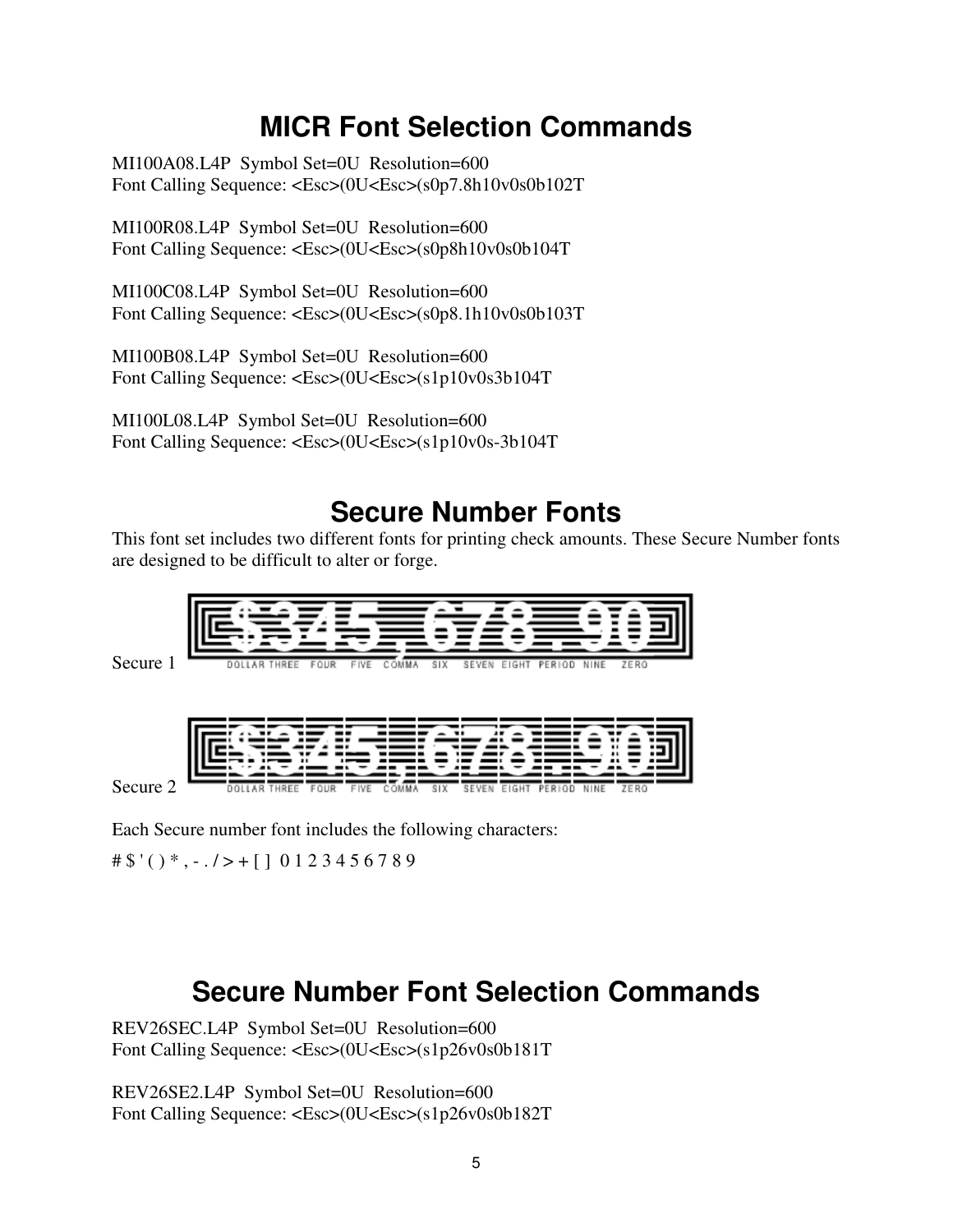# MICR Font Selection Commands

MI100A08.L4P  Symbol Set=0U  Resolution=600
Font Calling Sequence: <Esc>(0U<Esc>(s0p7.8h10v0s0b102T

MI100R08.L4P  Symbol Set=0U  Resolution=600
Font Calling Sequence: <Esc>(0U<Esc>(s0p8h10v0s0b104T

MI100C08.L4P  Symbol Set=0U  Resolution=600
Font Calling Sequence: <Esc>(0U<Esc>(s0p8.1h10v0s0b103T

MI100B08.L4P  Symbol Set=0U  Resolution=600
Font Calling Sequence: <Esc>(0U<Esc>(s1p10v0s3b104T

MI100L08.L4P  Symbol Set=0U  Resolution=600
Font Calling Sequence: <Esc>(0U<Esc>(s1p10v0s-3b104T

# Secure Number Fonts

This font set includes two different fonts for printing check amounts. These Secure Number fonts are designed to be difficult to alter or forge.

Secure 1 $345,678.90
DOLLAR THREE FOUR FIVE COMMA SIX SEVEN EIGHT PERIOD NINE ZERO

Secure 2 $345,678.90
DOLLAR THREE FOUR FIVE COMMA SIX SEVEN EIGHT PERIOD NINE ZERO

Each Secure number font includes the following characters:

# $ ' ( ) * , - . / > + [ ]  0 1 2 3 4 5 6 7 8 9

# Secure Number Font Selection Commands

REV26SEC.L4P  Symbol Set=0U  Resolution=600
Font Calling Sequence: <Esc>(0U<Esc>(s1p26v0s0b181T

REV26SE2.L4P  Symbol Set=0U  Resolution=600
Font Calling Sequence: <Esc>(0U<Esc>(s1p26v0s0b182T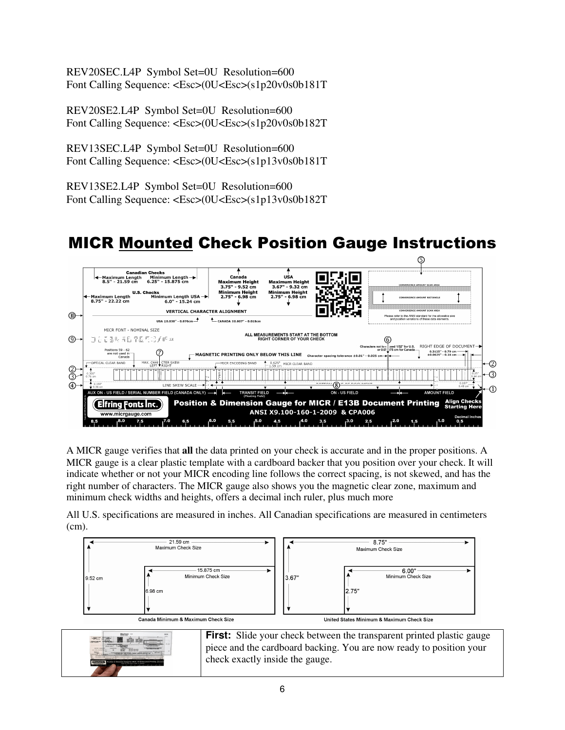REV20SEC.L4P  Symbol Set=0U  Resolution=600
Font Calling Sequence: <Esc>(0U<Esc>(s1p20v0s0b181T

REV20SE2.L4P  Symbol Set=0U  Resolution=600
Font Calling Sequence: <Esc>(0U<Esc>(s1p20v0s0b182T

REV13SEC.L4P  Symbol Set=0U  Resolution=600
Font Calling Sequence: <Esc>(0U<Esc>(s1p13v0s0b181T

REV13SE2.L4P  Symbol Set=0U  Resolution=600
Font Calling Sequence: <Esc>(0U<Esc>(s1p13v0s0b182T

# MICR Mounted Check Position Gauge Instructions

A MICR gauge verifies that **all** the data printed on your check is accurate and in the proper positions. A MICR gauge is a clear plastic template with a cardboard backer that you position over your check. It will indicate whether or not your MICR encoding line follows the correct spacing, is not skewed, and has the right number of characters. The MICR gauge also shows you the magnetic clear zone, maximum and minimum check widths and heights, offers a decimal inch ruler, plus much more

All U.S. specifications are measured in inches. All Canadian specifications are measured in centimeters (cm).

| Canada Minimum & Maximum Check Size | United States Minimum & Maximum Check Size |
|---|---|
| Maximum Check Size: 21.59 cm × 9.52 cm | Maximum Check Size: 8.75" × 3.67" |
| Minimum Check Size: 15.875 cm × 6.98 cm | Minimum Check Size: 6.00" × 2.75" |

**First:** Slide your check between the transparent printed plastic gauge piece and the cardboard backing. You are now ready to position your check exactly inside the gauge.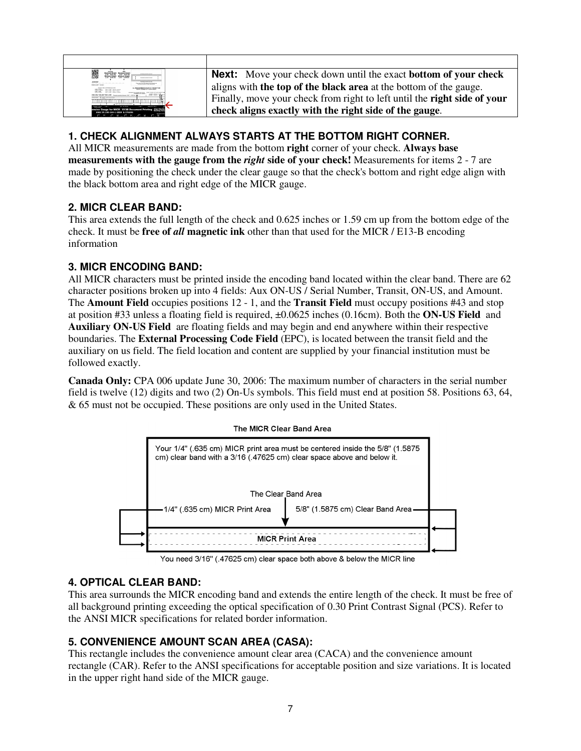| | |
|---|---|
| | **Next:** Move your check down until the exact **bottom of your check** aligns with **the top of the black area** at the bottom of the gauge. Finally, move your check from right to left until the **right side of your check aligns exactly with the right side of the gauge**. |

### 1. CHECK ALIGNMENT ALWAYS STARTS AT THE BOTTOM RIGHT CORNER.

All MICR measurements are made from the bottom **right** corner of your check. **Always base measurements with the gauge from the *right* side of your check!** Measurements for items 2 - 7 are made by positioning the check under the clear gauge so that the check's bottom and right edge align with the black bottom area and right edge of the MICR gauge.

### 2. MICR CLEAR BAND:

This area extends the full length of the check and 0.625 inches or 1.59 cm up from the bottom edge of the check. It must be **free of *all* magnetic ink** other than that used for the MICR / E13-B encoding information

### 3. MICR ENCODING BAND:

All MICR characters must be printed inside the encoding band located within the clear band. There are 62 character positions broken up into 4 fields: Aux ON-US / Serial Number, Transit, ON-US, and Amount. The **Amount Field** occupies positions 12 - 1, and the **Transit Field** must occupy positions #43 and stop at position #33 unless a floating field is required, ±0.0625 inches (0.16cm). Both the **ON-US Field** and **Auxiliary ON-US Field** are floating fields and may begin and end anywhere within their respective boundaries. The **External Processing Code Field** (EPC), is located between the transit field and the auxiliary on us field. The field location and content are supplied by your financial institution must be followed exactly.

**Canada Only:** CPA 006 update June 30, 2006: The maximum number of characters in the serial number field is twelve (12) digits and two (2) On-Us symbols. This field must end at position 58. Positions 63, 64, & 65 must not be occupied. These positions are only used in the United States.

The MICR Clear Band Area

Your 1/4" (.635 cm) MICR print area must be centered inside the 5/8" (1.5875 cm) clear band with a 3/16 (.47625 cm) clear space above and below it.

The Clear Band Area

1/4" (.635 cm) MICR Print Area

5/8" (1.5875 cm) Clear Band Area

MICR Print Area

You need 3/16" (.47625 cm) clear space both above & below the MICR line

### 4. OPTICAL CLEAR BAND:

This area surrounds the MICR encoding band and extends the entire length of the check. It must be free of all background printing exceeding the optical specification of 0.30 Print Contrast Signal (PCS). Refer to the ANSI MICR specifications for related border information.

### 5. CONVENIENCE AMOUNT SCAN AREA (CASA):

This rectangle includes the convenience amount clear area (CACA) and the convenience amount rectangle (CAR). Refer to the ANSI specifications for acceptable position and size variations. It is located in the upper right hand side of the MICR gauge.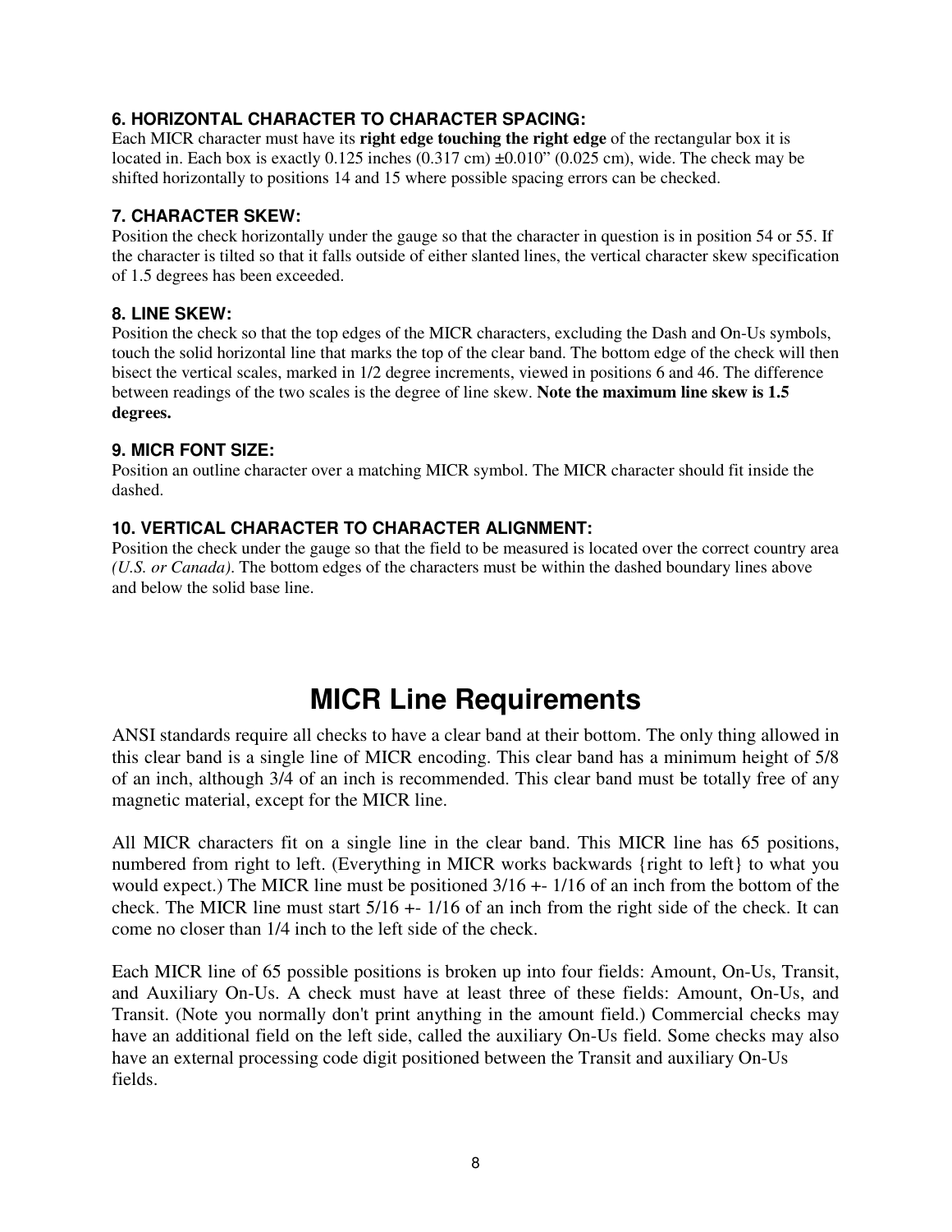### 6. HORIZONTAL CHARACTER TO CHARACTER SPACING:

Each MICR character must have its **right edge touching the right edge** of the rectangular box it is located in. Each box is exactly 0.125 inches (0.317 cm) ±0.010" (0.025 cm), wide. The check may be shifted horizontally to positions 14 and 15 where possible spacing errors can be checked.

### 7. CHARACTER SKEW:

Position the check horizontally under the gauge so that the character in question is in position 54 or 55. If the character is tilted so that it falls outside of either slanted lines, the vertical character skew specification of 1.5 degrees has been exceeded.

### 8. LINE SKEW:

Position the check so that the top edges of the MICR characters, excluding the Dash and On-Us symbols, touch the solid horizontal line that marks the top of the clear band. The bottom edge of the check will then bisect the vertical scales, marked in 1/2 degree increments, viewed in positions 6 and 46. The difference between readings of the two scales is the degree of line skew. **Note the maximum line skew is 1.5 degrees.**

### 9. MICR FONT SIZE:

Position an outline character over a matching MICR symbol. The MICR character should fit inside the dashed.

### 10. VERTICAL CHARACTER TO CHARACTER ALIGNMENT:

Position the check under the gauge so that the field to be measured is located over the correct country area *(U.S. or Canada)*. The bottom edges of the characters must be within the dashed boundary lines above and below the solid base line.

# MICR Line Requirements

ANSI standards require all checks to have a clear band at their bottom. The only thing allowed in this clear band is a single line of MICR encoding. This clear band has a minimum height of 5/8 of an inch, although 3/4 of an inch is recommended. This clear band must be totally free of any magnetic material, except for the MICR line.

All MICR characters fit on a single line in the clear band. This MICR line has 65 positions, numbered from right to left. (Everything in MICR works backwards {right to left} to what you would expect.) The MICR line must be positioned 3/16 +- 1/16 of an inch from the bottom of the check. The MICR line must start 5/16 +- 1/16 of an inch from the right side of the check. It can come no closer than 1/4 inch to the left side of the check.

Each MICR line of 65 possible positions is broken up into four fields: Amount, On-Us, Transit, and Auxiliary On-Us. A check must have at least three of these fields: Amount, On-Us, and Transit. (Note you normally don't print anything in the amount field.) Commercial checks may have an additional field on the left side, called the auxiliary On-Us field. Some checks may also have an external processing code digit positioned between the Transit and auxiliary On-Us fields.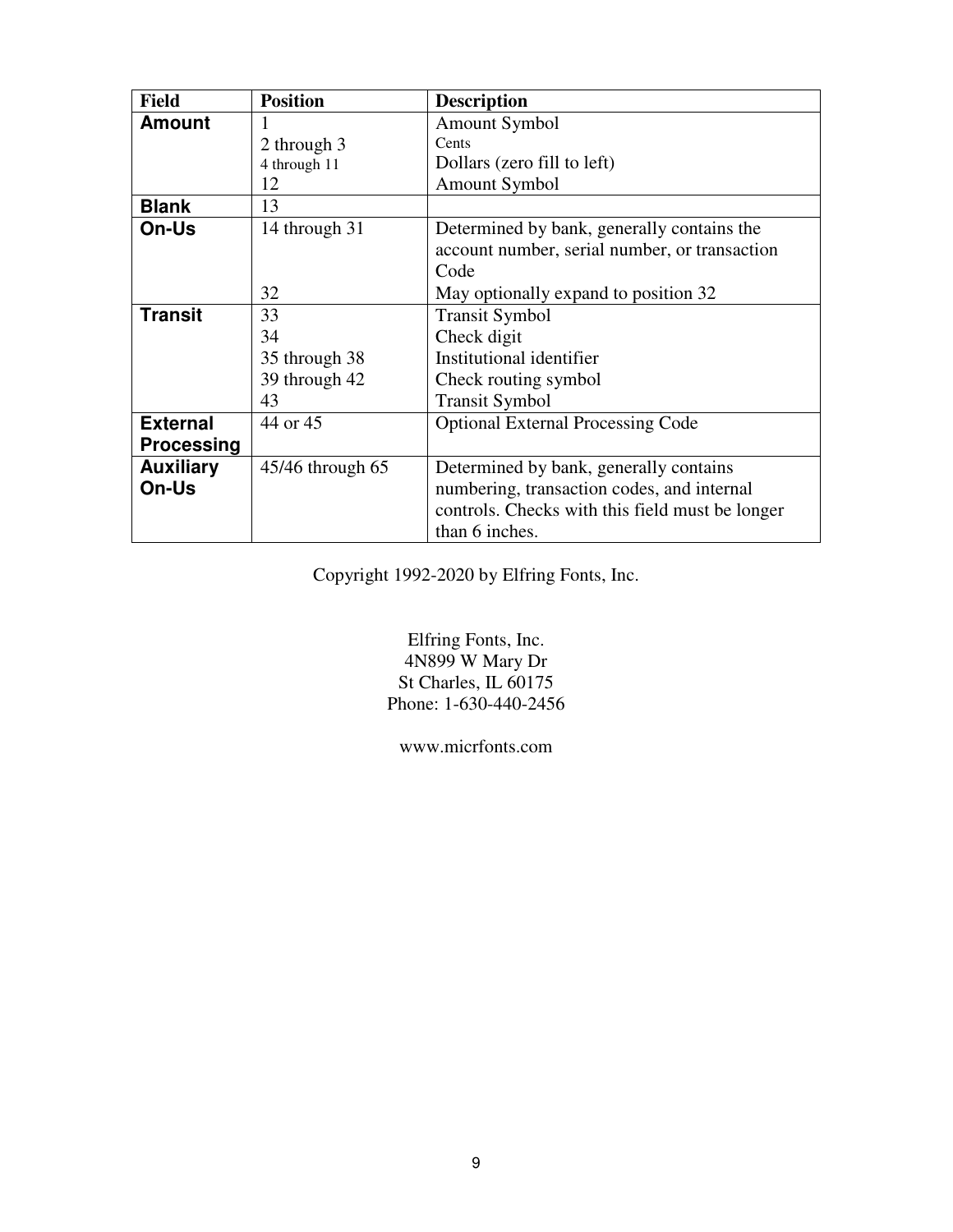| Field | Position | Description |
|---|---|---|
| **Amount** | 1<br>2 through 3<br>4 through 11<br>12 | Amount Symbol<br>Cents<br>Dollars (zero fill to left)<br>Amount Symbol |
| **Blank** | 13 | |
| **On-Us** | 14 through 31<br><br><br>32 | Determined by bank, generally contains the account number, serial number, or transaction Code<br>May optionally expand to position 32 |
| **Transit** | 33<br>34<br>35 through 38<br>39 through 42<br>43 | Transit Symbol<br>Check digit<br>Institutional identifier<br>Check routing symbol<br>Transit Symbol |
| **External Processing** | 44 or 45 | Optional External Processing Code |
| **Auxiliary On-Us** | 45/46 through 65 | Determined by bank, generally contains numbering, transaction codes, and internal controls. Checks with this field must be longer than 6 inches. |

Copyright 1992-2020 by Elfring Fonts, Inc.

Elfring Fonts, Inc.
4N899 W Mary Dr
St Charles, IL 60175
Phone: 1-630-440-2456

www.micrfonts.com